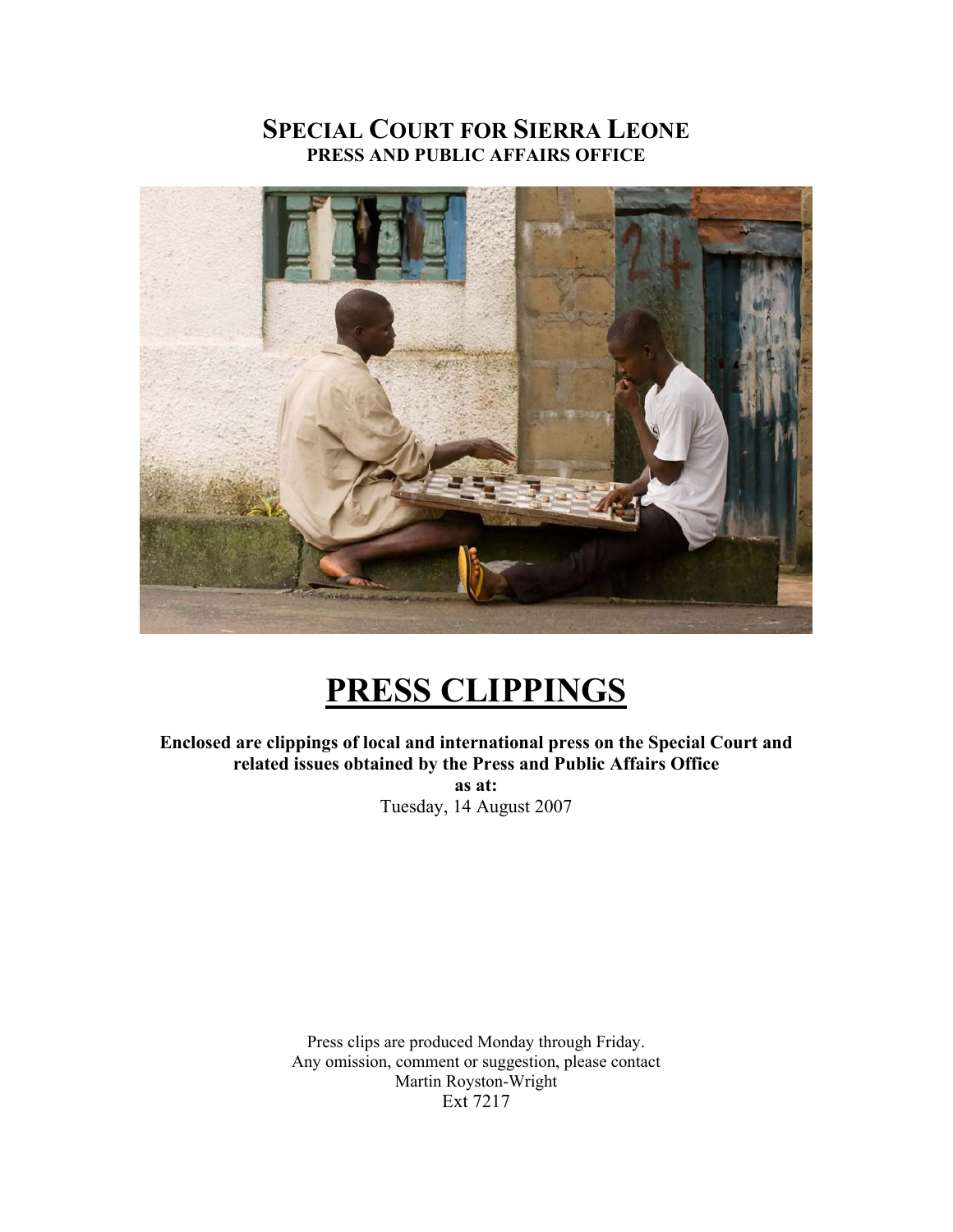# SPECIAL COURT FOR SIERRA LEONE

**PRESS AND PUBLIC AFFAIRS OFFICE**

# PRESS CLIPPINGS

**Enclosed are clippings of local and international press on the Special Court and related issues obtained by the Press and Public Affairs Office**

**as at:**

Tuesday, 14 August 2007

Press clips are produced Monday through Friday.
Any omission, comment or suggestion, please contact
Martin Royston-Wright
Ext 7217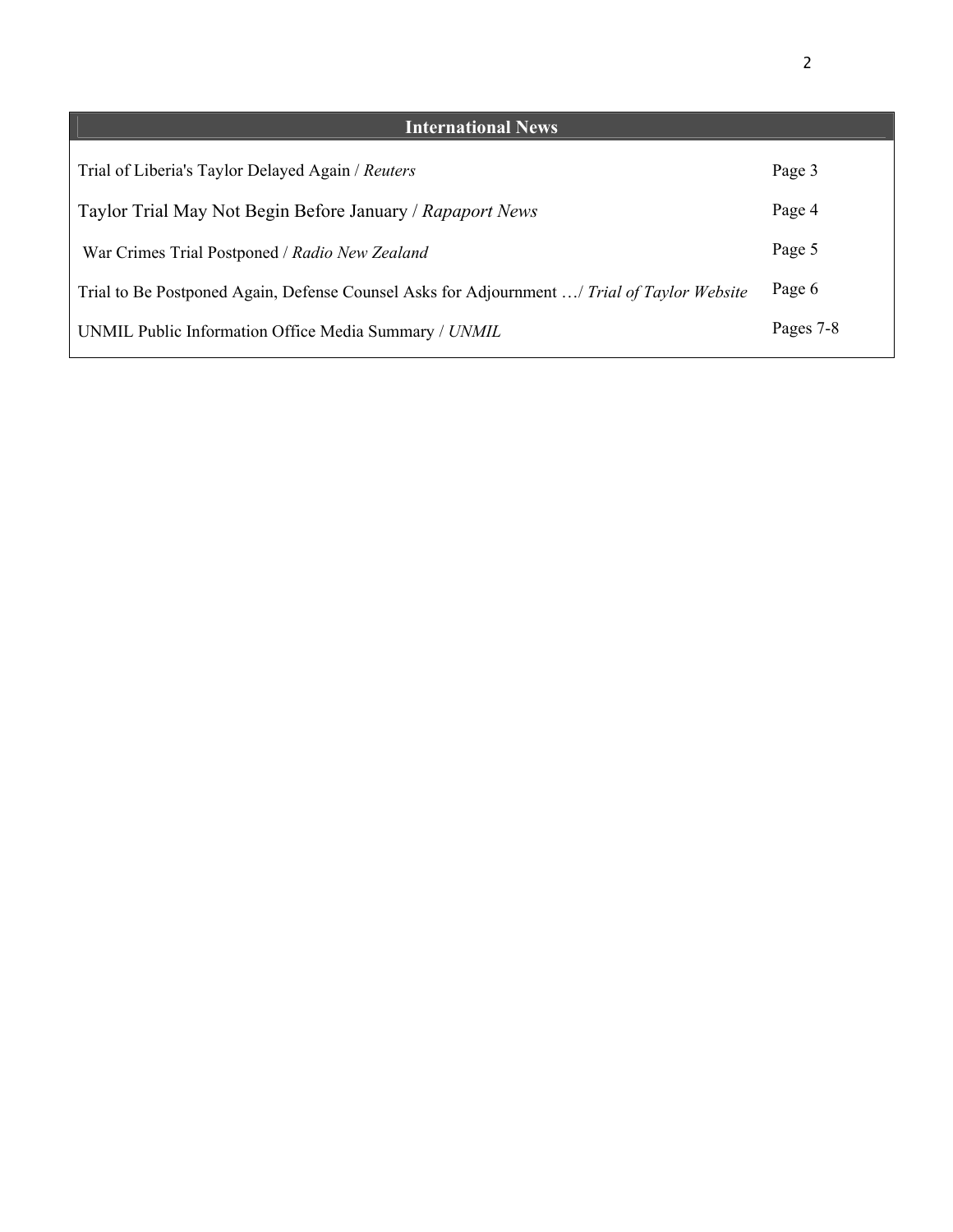## International News

| | |
|---|---|
| Trial of Liberia's Taylor Delayed Again / *Reuters* | Page 3 |
| Taylor Trial May Not Begin Before January / *Rapaport News* | Page 4 |
| War Crimes Trial Postponed / *Radio New Zealand* | Page 5 |
| Trial to Be Postponed Again, Defense Counsel Asks for Adjournment …/ *Trial of Taylor Website* | Page 6 |
| UNMIL Public Information Office Media Summary / *UNMIL* | Pages 7-8 |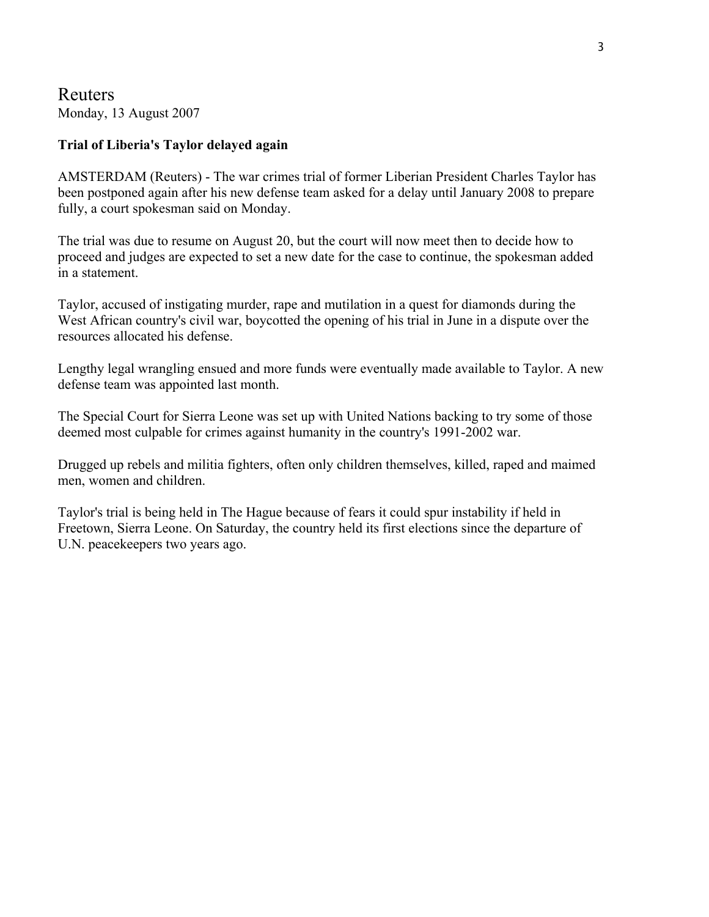# Reuters

Monday, 13 August 2007

**Trial of Liberia's Taylor delayed again**

AMSTERDAM (Reuters) - The war crimes trial of former Liberian President Charles Taylor has been postponed again after his new defense team asked for a delay until January 2008 to prepare fully, a court spokesman said on Monday.

The trial was due to resume on August 20, but the court will now meet then to decide how to proceed and judges are expected to set a new date for the case to continue, the spokesman added in a statement.

Taylor, accused of instigating murder, rape and mutilation in a quest for diamonds during the West African country's civil war, boycotted the opening of his trial in June in a dispute over the resources allocated his defense.

Lengthy legal wrangling ensued and more funds were eventually made available to Taylor. A new defense team was appointed last month.

The Special Court for Sierra Leone was set up with United Nations backing to try some of those deemed most culpable for crimes against humanity in the country's 1991-2002 war.

Drugged up rebels and militia fighters, often only children themselves, killed, raped and maimed men, women and children.

Taylor's trial is being held in The Hague because of fears it could spur instability if held in Freetown, Sierra Leone. On Saturday, the country held its first elections since the departure of U.N. peacekeepers two years ago.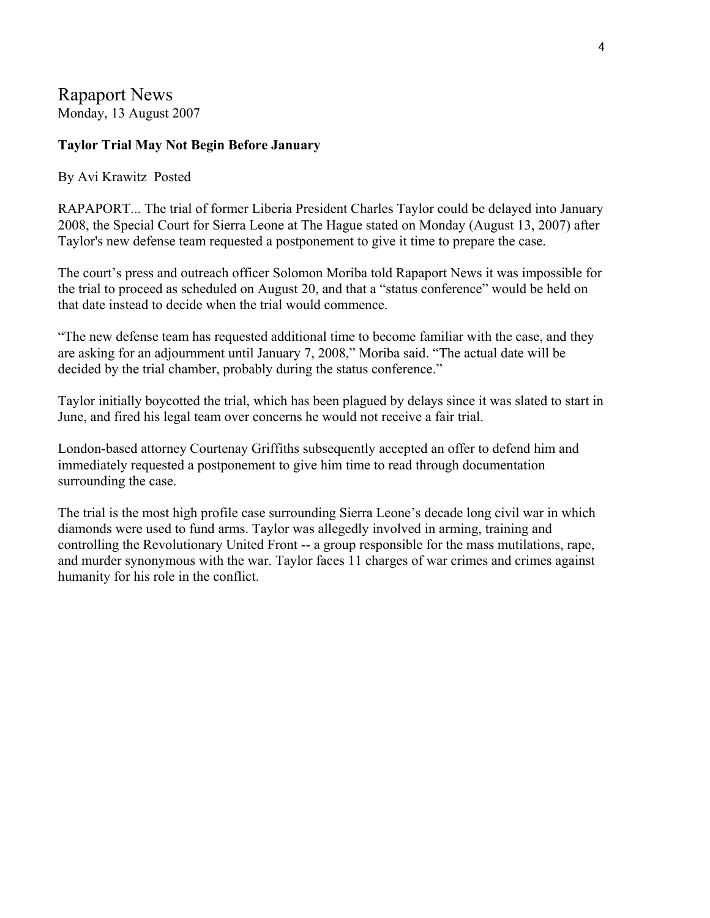# Rapaport News

Monday, 13 August 2007

**Taylor Trial May Not Begin Before January**

By Avi Krawitz Posted

RAPAPORT... The trial of former Liberia President Charles Taylor could be delayed into January 2008, the Special Court for Sierra Leone at The Hague stated on Monday (August 13, 2007) after Taylor's new defense team requested a postponement to give it time to prepare the case.

The court's press and outreach officer Solomon Moriba told Rapaport News it was impossible for the trial to proceed as scheduled on August 20, and that a "status conference" would be held on that date instead to decide when the trial would commence.

"The new defense team has requested additional time to become familiar with the case, and they are asking for an adjournment until January 7, 2008," Moriba said. "The actual date will be decided by the trial chamber, probably during the status conference."

Taylor initially boycotted the trial, which has been plagued by delays since it was slated to start in June, and fired his legal team over concerns he would not receive a fair trial.

London-based attorney Courtenay Griffiths subsequently accepted an offer to defend him and immediately requested a postponement to give him time to read through documentation surrounding the case.

The trial is the most high profile case surrounding Sierra Leone's decade long civil war in which diamonds were used to fund arms. Taylor was allegedly involved in arming, training and controlling the Revolutionary United Front -- a group responsible for the mass mutilations, rape, and murder synonymous with the war. Taylor faces 11 charges of war crimes and crimes against humanity for his role in the conflict.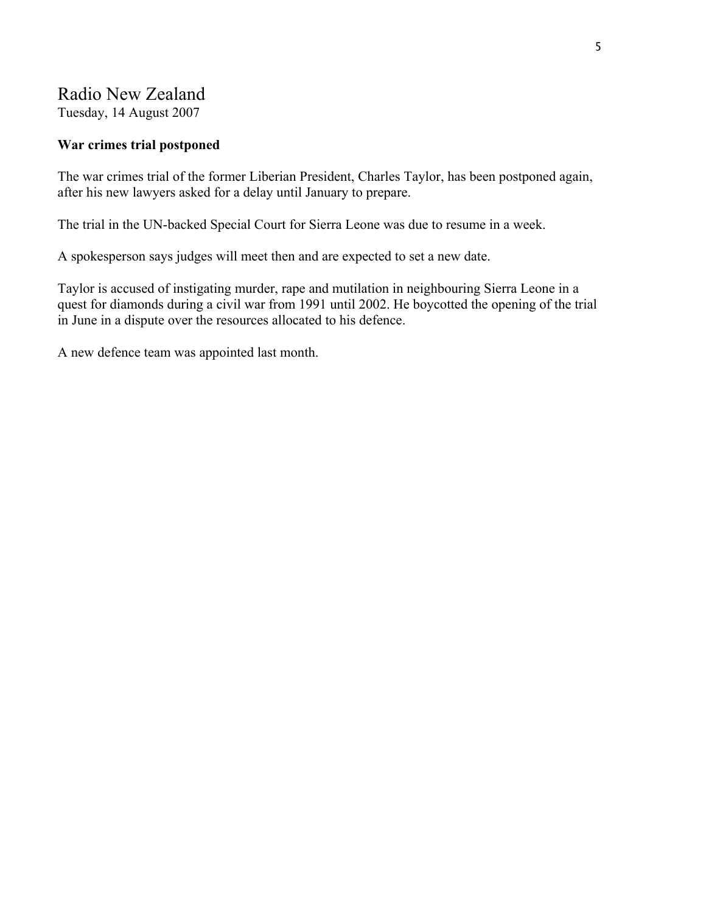# Radio New Zealand

Tuesday, 14 August 2007

**War crimes trial postponed**

The war crimes trial of the former Liberian President, Charles Taylor, has been postponed again, after his new lawyers asked for a delay until January to prepare.

The trial in the UN-backed Special Court for Sierra Leone was due to resume in a week.

A spokesperson says judges will meet then and are expected to set a new date.

Taylor is accused of instigating murder, rape and mutilation in neighbouring Sierra Leone in a quest for diamonds during a civil war from 1991 until 2002. He boycotted the opening of the trial in June in a dispute over the resources allocated to his defence.

A new defence team was appointed last month.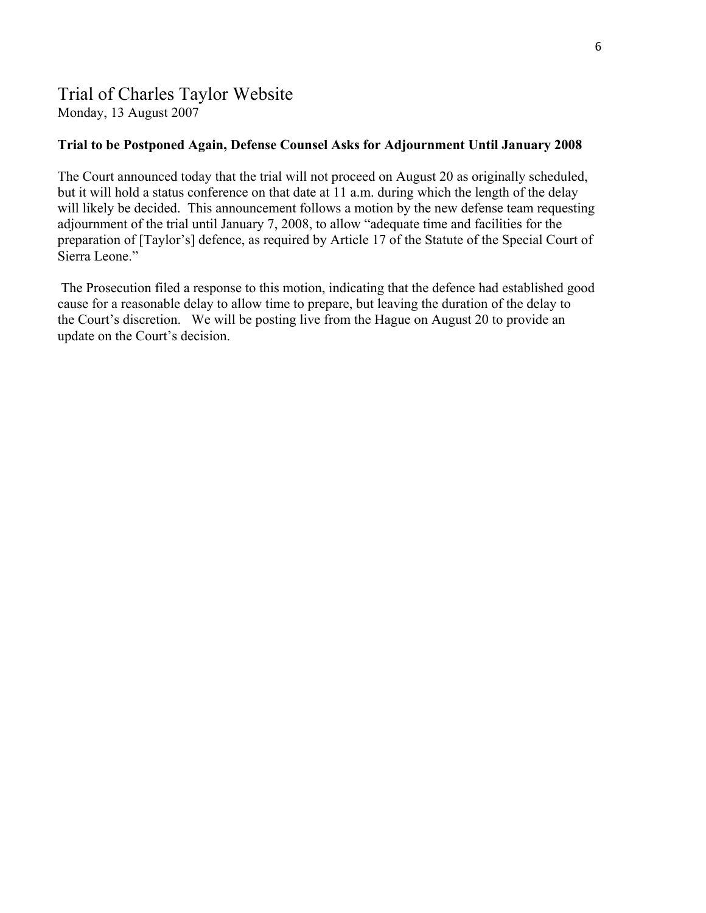# Trial of Charles Taylor Website

Monday, 13 August 2007

**Trial to be Postponed Again, Defense Counsel Asks for Adjournment Until January 2008**

The Court announced today that the trial will not proceed on August 20 as originally scheduled, but it will hold a status conference on that date at 11 a.m. during which the length of the delay will likely be decided. This announcement follows a motion by the new defense team requesting adjournment of the trial until January 7, 2008, to allow "adequate time and facilities for the preparation of [Taylor's] defence, as required by Article 17 of the Statute of the Special Court of Sierra Leone."

The Prosecution filed a response to this motion, indicating that the defence had established good cause for a reasonable delay to allow time to prepare, but leaving the duration of the delay to the Court's discretion. We will be posting live from the Hague on August 20 to provide an update on the Court's decision.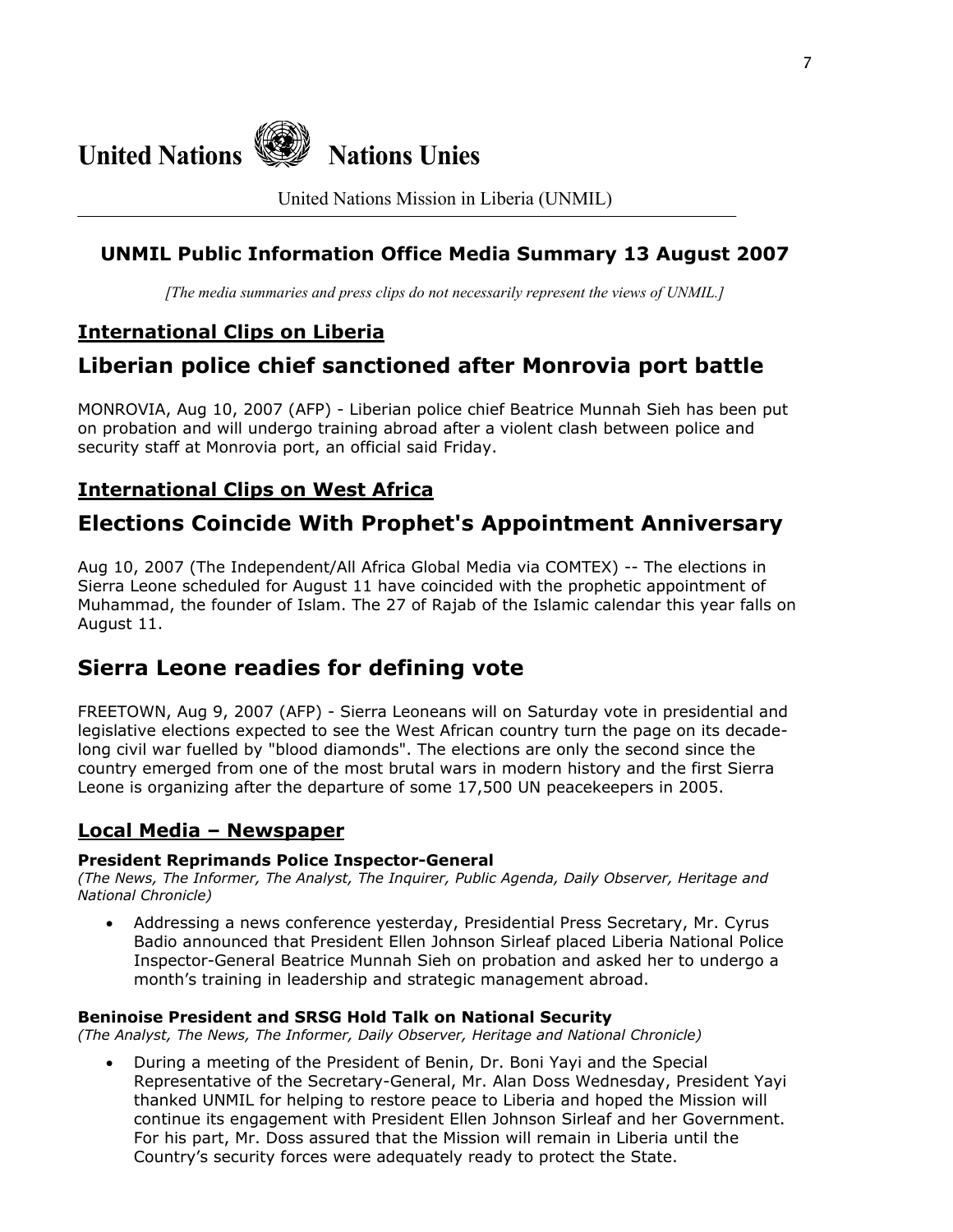United Nations Nations Unies

United Nations Mission in Liberia (UNMIL)

## UNMIL Public Information Office Media Summary 13 August 2007

*[The media summaries and press clips do not necessarily represent the views of UNMIL.]*

## International Clips on Liberia

# Liberian police chief sanctioned after Monrovia port battle

MONROVIA, Aug 10, 2007 (AFP) - Liberian police chief Beatrice Munnah Sieh has been put on probation and will undergo training abroad after a violent clash between police and security staff at Monrovia port, an official said Friday.

## International Clips on West Africa

# Elections Coincide With Prophet's Appointment Anniversary

Aug 10, 2007 (The Independent/All Africa Global Media via COMTEX) -- The elections in Sierra Leone scheduled for August 11 have coincided with the prophetic appointment of Muhammad, the founder of Islam. The 27 of Rajab of the Islamic calendar this year falls on August 11.

# Sierra Leone readies for defining vote

FREETOWN, Aug 9, 2007 (AFP) - Sierra Leoneans will on Saturday vote in presidential and legislative elections expected to see the West African country turn the page on its decade-long civil war fuelled by "blood diamonds". The elections are only the second since the country emerged from one of the most brutal wars in modern history and the first Sierra Leone is organizing after the departure of some 17,500 UN peacekeepers in 2005.

## Local Media – Newspaper

**President Reprimands Police Inspector-General**
*(The News, The Informer, The Analyst, The Inquirer, Public Agenda, Daily Observer, Heritage and National Chronicle)*

- Addressing a news conference yesterday, Presidential Press Secretary, Mr. Cyrus Badio announced that President Ellen Johnson Sirleaf placed Liberia National Police Inspector-General Beatrice Munnah Sieh on probation and asked her to undergo a month's training in leadership and strategic management abroad.

**Beninoise President and SRSG Hold Talk on National Security**
*(The Analyst, The News, The Informer, Daily Observer, Heritage and National Chronicle)*

- During a meeting of the President of Benin, Dr. Boni Yayi and the Special Representative of the Secretary-General, Mr. Alan Doss Wednesday, President Yayi thanked UNMIL for helping to restore peace to Liberia and hoped the Mission will continue its engagement with President Ellen Johnson Sirleaf and her Government. For his part, Mr. Doss assured that the Mission will remain in Liberia until the Country's security forces were adequately ready to protect the State.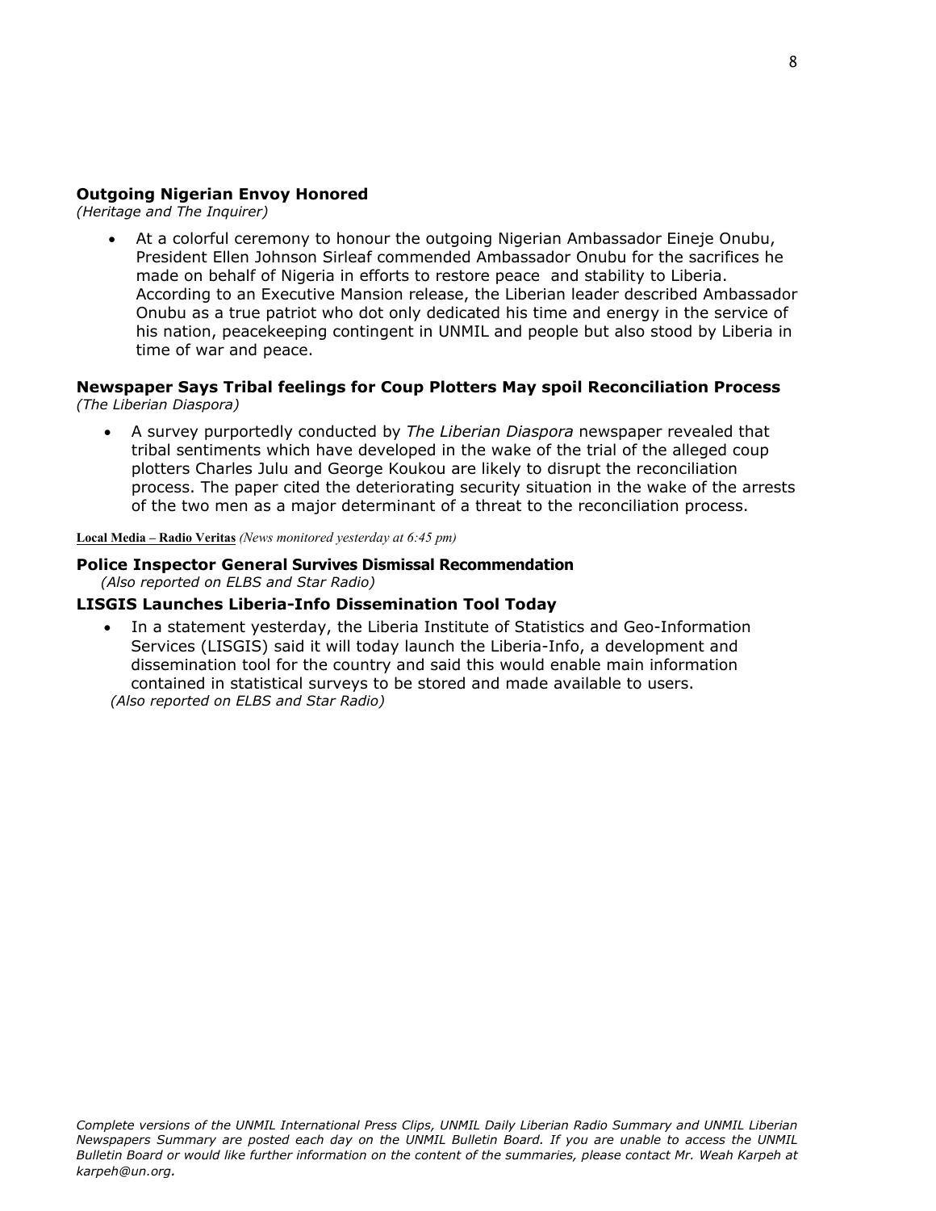**Outgoing Nigerian Envoy Honored**
*(Heritage and The Inquirer)*

- At a colorful ceremony to honour the outgoing Nigerian Ambassador Eineje Onubu, President Ellen Johnson Sirleaf commended Ambassador Onubu for the sacrifices he made on behalf of Nigeria in efforts to restore peace and stability to Liberia. According to an Executive Mansion release, the Liberian leader described Ambassador Onubu as a true patriot who dot only dedicated his time and energy in the service of his nation, peacekeeping contingent in UNMIL and people but also stood by Liberia in time of war and peace.

**Newspaper Says Tribal feelings for Coup Plotters May spoil Reconciliation Process**
*(The Liberian Diaspora)*

- A survey purportedly conducted by *The Liberian Diaspora* newspaper revealed that tribal sentiments which have developed in the wake of the trial of the alleged coup plotters Charles Julu and George Koukou are likely to disrupt the reconciliation process. The paper cited the deteriorating security situation in the wake of the arrests of the two men as a major determinant of a threat to the reconciliation process.

**Local Media – Radio Veritas** *(News monitored yesterday at 6:45 pm)*

**Police Inspector General Survives Dismissal Recommendation**
*(Also reported on ELBS and Star Radio)*

**LISGIS Launches Liberia-Info Dissemination Tool Today**

- In a statement yesterday, the Liberia Institute of Statistics and Geo-Information Services (LISGIS) said it will today launch the Liberia-Info, a development and dissemination tool for the country and said this would enable main information contained in statistical surveys to be stored and made available to users.

*(Also reported on ELBS and Star Radio)*

*Complete versions of the UNMIL International Press Clips, UNMIL Daily Liberian Radio Summary and UNMIL Liberian Newspapers Summary are posted each day on the UNMIL Bulletin Board. If you are unable to access the UNMIL Bulletin Board or would like further information on the content of the summaries, please contact Mr. Weah Karpeh at karpeh@un.org.*